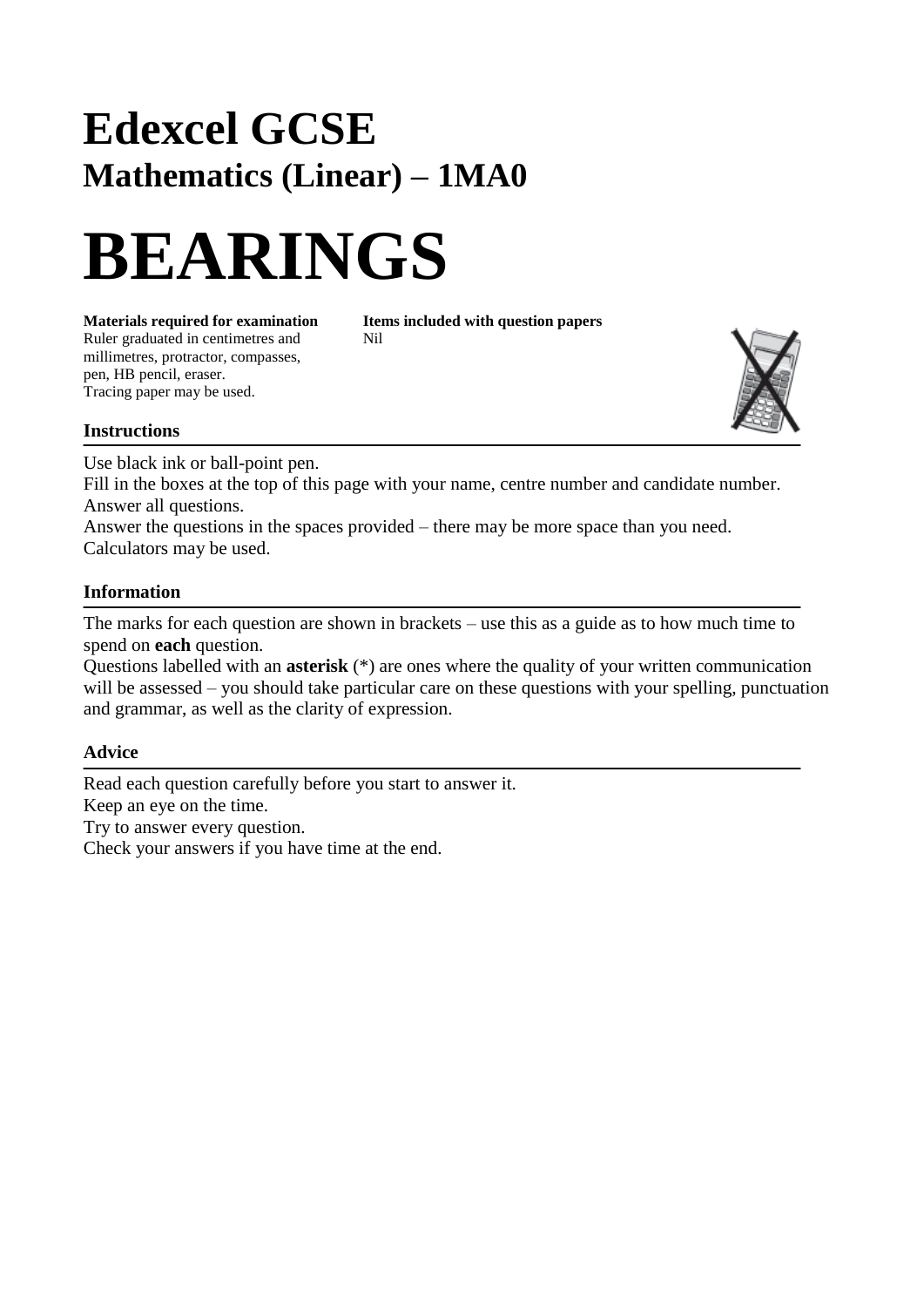# Edexcel GCSE

## Mathematics (Linear) – 1MA0

# BEARINGS

**Materials required for examination**
Ruler graduated in centimetres and millimetres, protractor, compasses, pen, HB pencil, eraser.
Tracing paper may be used.

**Items included with question papers**
Nil

### Instructions

Use black ink or ball-point pen.
Fill in the boxes at the top of this page with your name, centre number and candidate number.
Answer all questions.
Answer the questions in the spaces provided – there may be more space than you need.
Calculators may be used.

### Information

The marks for each question are shown in brackets – use this as a guide as to how much time to spend on **each** question.
Questions labelled with an **asterisk** (*) are ones where the quality of your written communication will be assessed – you should take particular care on these questions with your spelling, punctuation and grammar, as well as the clarity of expression.

### Advice

Read each question carefully before you start to answer it.
Keep an eye on the time.
Try to answer every question.
Check your answers if you have time at the end.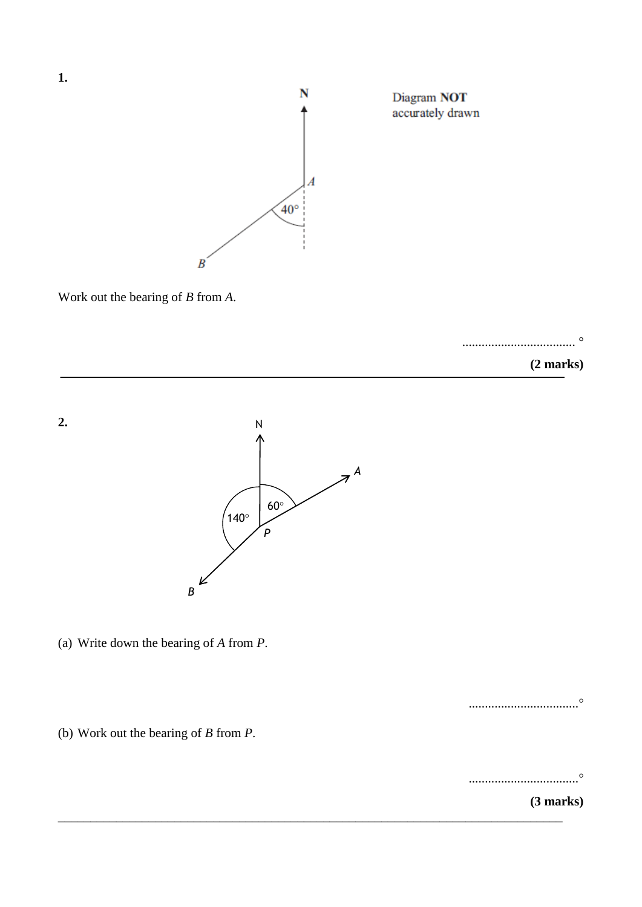**1.**

Diagram **NOT** accurately drawn

Work out the bearing of *B* from *A*.

.................................... °

**(2 marks)**

---

**2.**

(a) Write down the bearing of *A* from *P*.

.................................... °

(b) Work out the bearing of *B* from *P*.

.................................... °

**(3 marks)**

---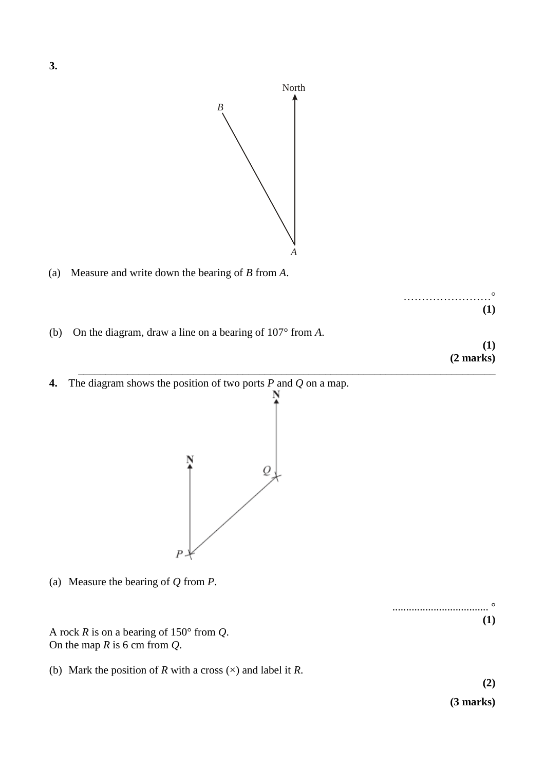**3.**

(a) Measure and write down the bearing of $B$ from $A$.

……………………°

**(1)**

(b) On the diagram, draw a line on a bearing of 107° from $A$.

**(1)**

**(2 marks)**

---

**4.** The diagram shows the position of two ports $P$ and $Q$ on a map.

(a) Measure the bearing of $Q$ from $P$.

.................................. °

**(1)**

A rock $R$ is on a bearing of 150° from $Q$.
On the map $R$ is 6 cm from $Q$.

(b) Mark the position of $R$ with a cross (×) and label it $R$.

**(2)**

**(3 marks)**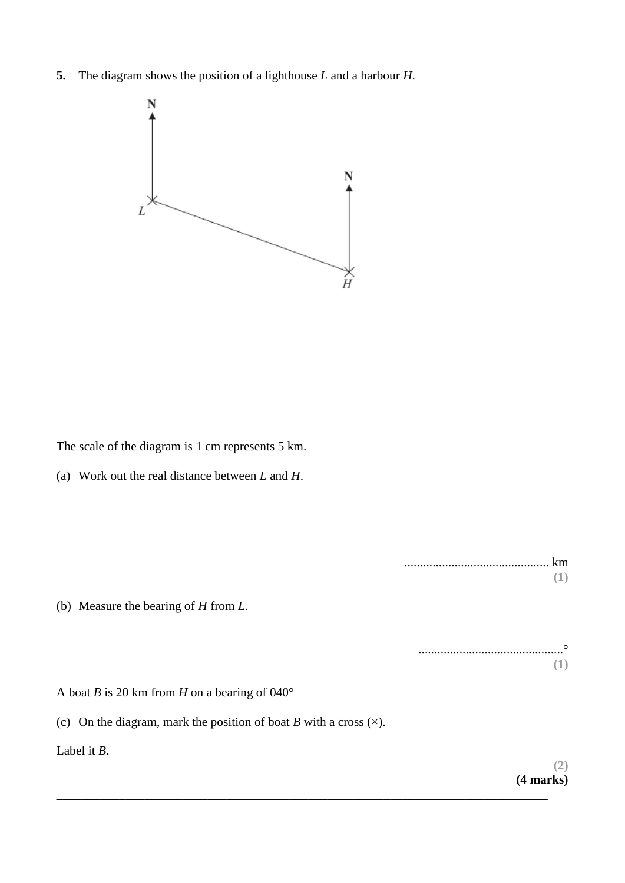**5.** The diagram shows the position of a lighthouse $L$ and a harbour $H$.

The scale of the diagram is 1 cm represents 5 km.

(a) Work out the real distance between $L$ and $H$.

.............................................. km

**(1)**

(b) Measure the bearing of $H$ from $L$.

..............................................°

**(1)**

A boat $B$ is 20 km from $H$ on a bearing of 040°

(c) On the diagram, mark the position of boat $B$ with a cross (×).

Label it $B$.

**(2)**

**(4 marks)**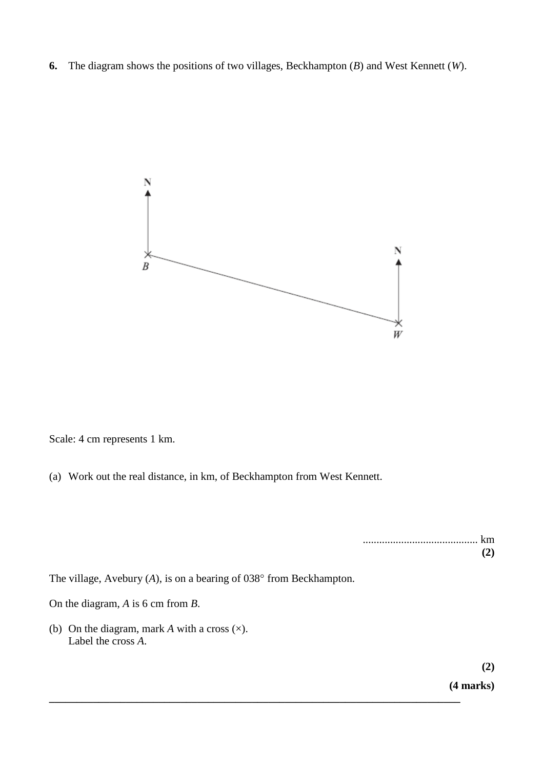**6.** The diagram shows the positions of two villages, Beckhampton (*B*) and West Kennett (*W*).

Scale: 4 cm represents 1 km.

(a) Work out the real distance, in km, of Beckhampton from West Kennett.

.......................................... km

**(2)**

The village, Avebury (*A*), is on a bearing of 038° from Beckhampton.

On the diagram, *A* is 6 cm from *B*.

(b) On the diagram, mark *A* with a cross (×).
Label the cross *A*.

**(2)**

**(4 marks)**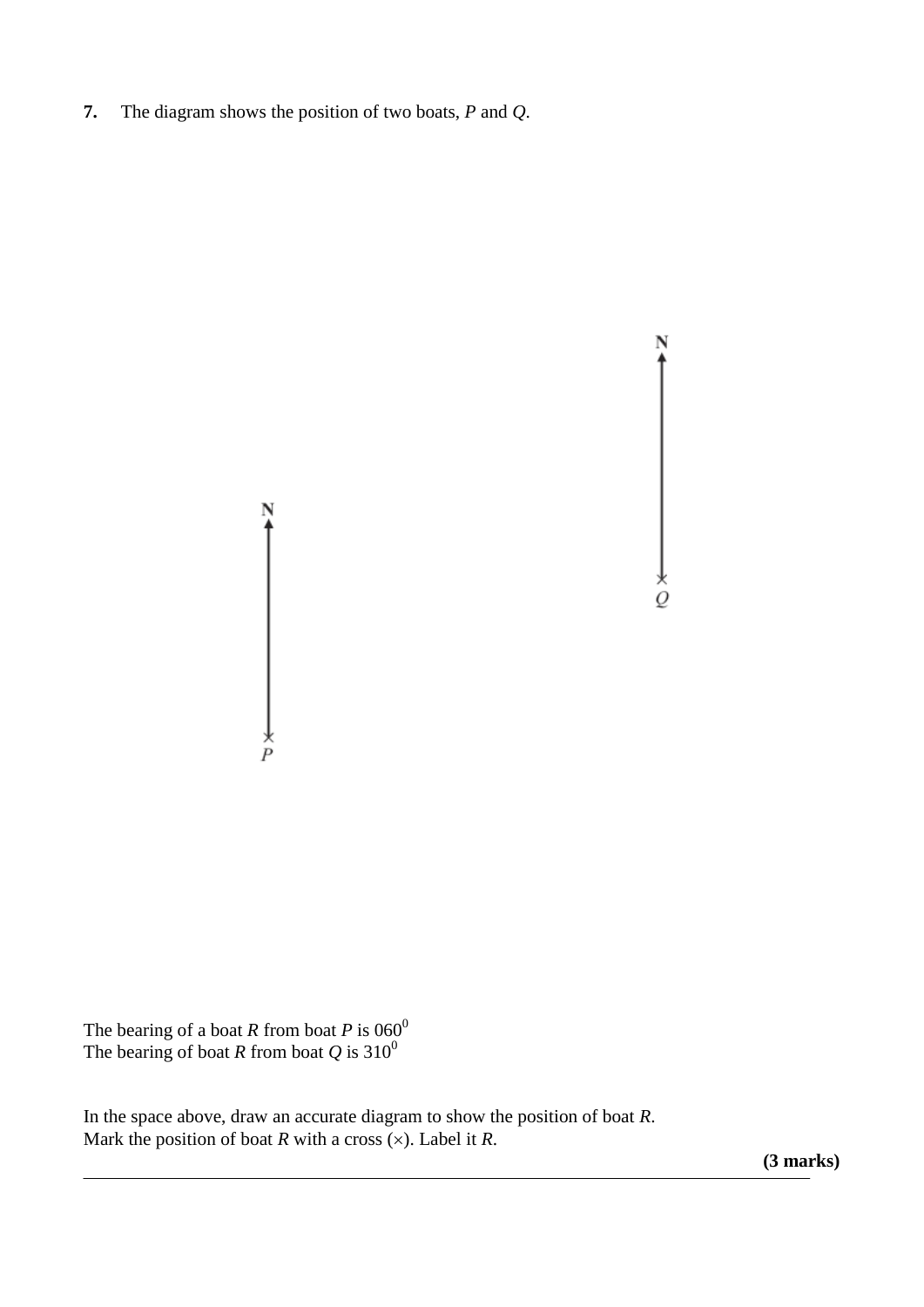**7.** The diagram shows the position of two boats, *P* and *Q*.

N

× *Q*

N

× *P*

The bearing of a boat *R* from boat *P* is $060^0$
The bearing of boat *R* from boat *Q* is $310^0$

In the space above, draw an accurate diagram to show the position of boat *R*.
Mark the position of boat *R* with a cross (×). Label it *R*.

**(3 marks)**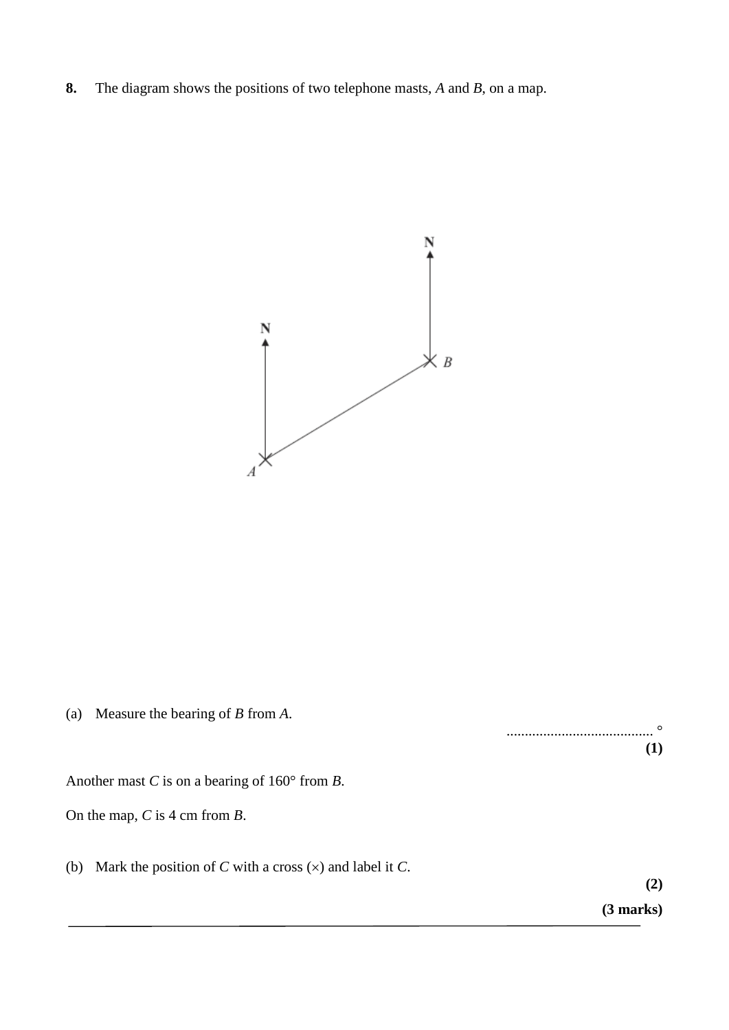**8.** The diagram shows the positions of two telephone masts, *A* and *B*, on a map.

(a) Measure the bearing of *B* from *A*.

........................................ °

**(1)**

Another mast *C* is on a bearing of 160° from *B*.

On the map, *C* is 4 cm from *B*.

(b) Mark the position of *C* with a cross (×) and label it *C*.

**(2)**

**(3 marks)**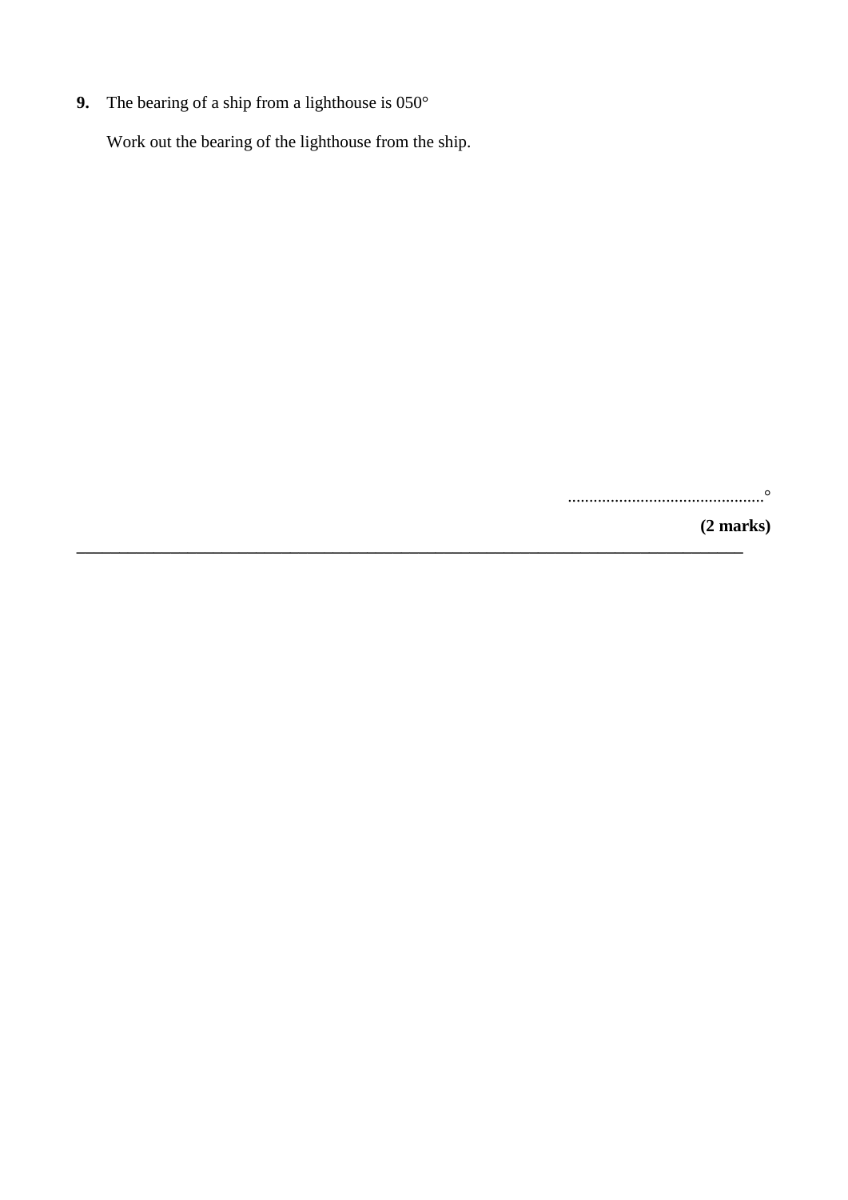**9.** The bearing of a ship from a lighthouse is 050°

Work out the bearing of the lighthouse from the ship.

..............................................°

**(2 marks)**

---